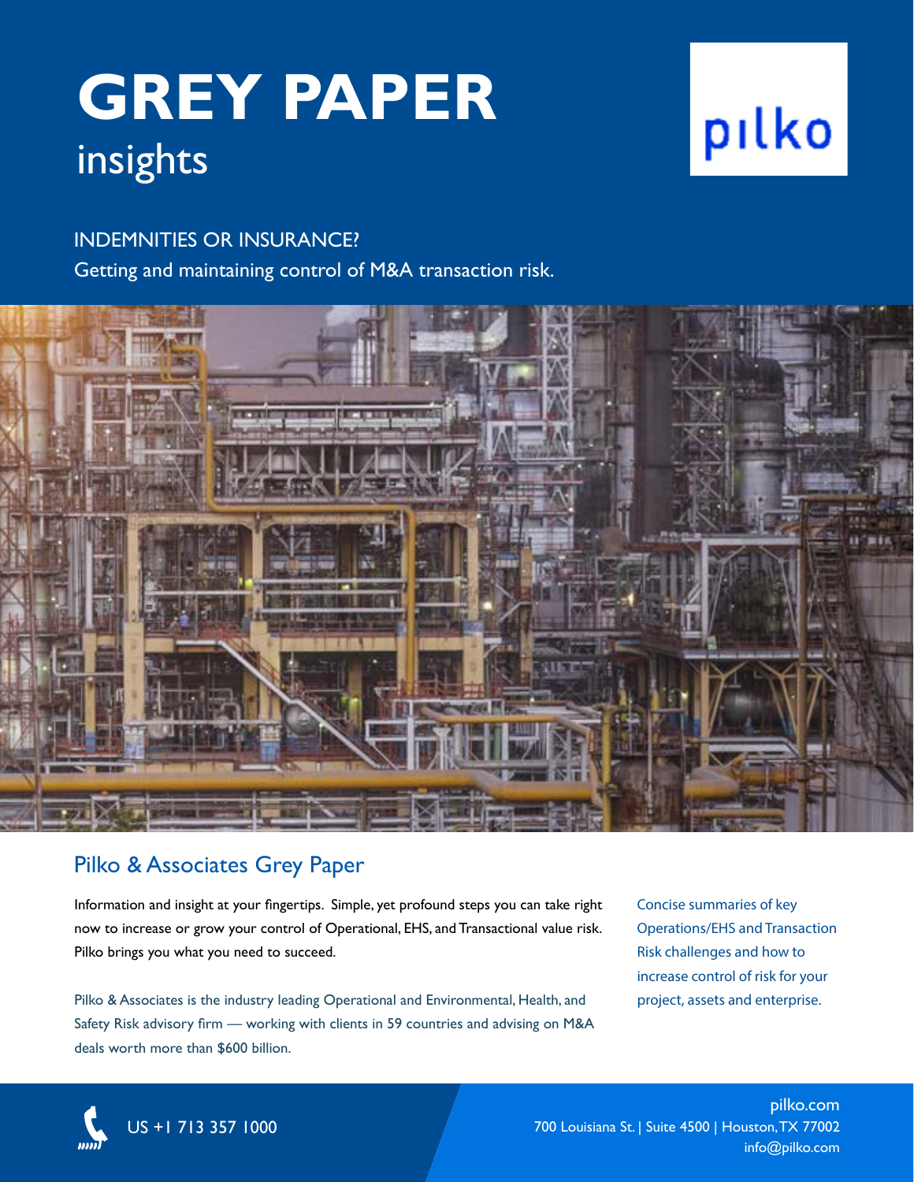# GREY PAPER

insights

pilko

INDEMNITIES OR INSURANCE?

Getting and maintaining control of M&A transaction risk.

## Pilko & Associates Grey Paper

Information and insight at your fingertips. Simple, yet profound steps you can take right now to increase or grow your control of Operational, EHS, and Transactional value risk. Pilko brings you what you need to succeed.

Pilko & Associates is the industry leading Operational and Environmental, Health, and Safety Risk advisory firm — working with clients in 59 countries and advising on M&A deals worth more than $600 billion.

Concise summaries of key Operations/EHS and Transaction Risk challenges and how to increase control of risk for your project, assets and enterprise.

US +1 713 357 1000

pilko.com
700 Louisiana St. | Suite 4500 | Houston, TX 77002
info@pilko.com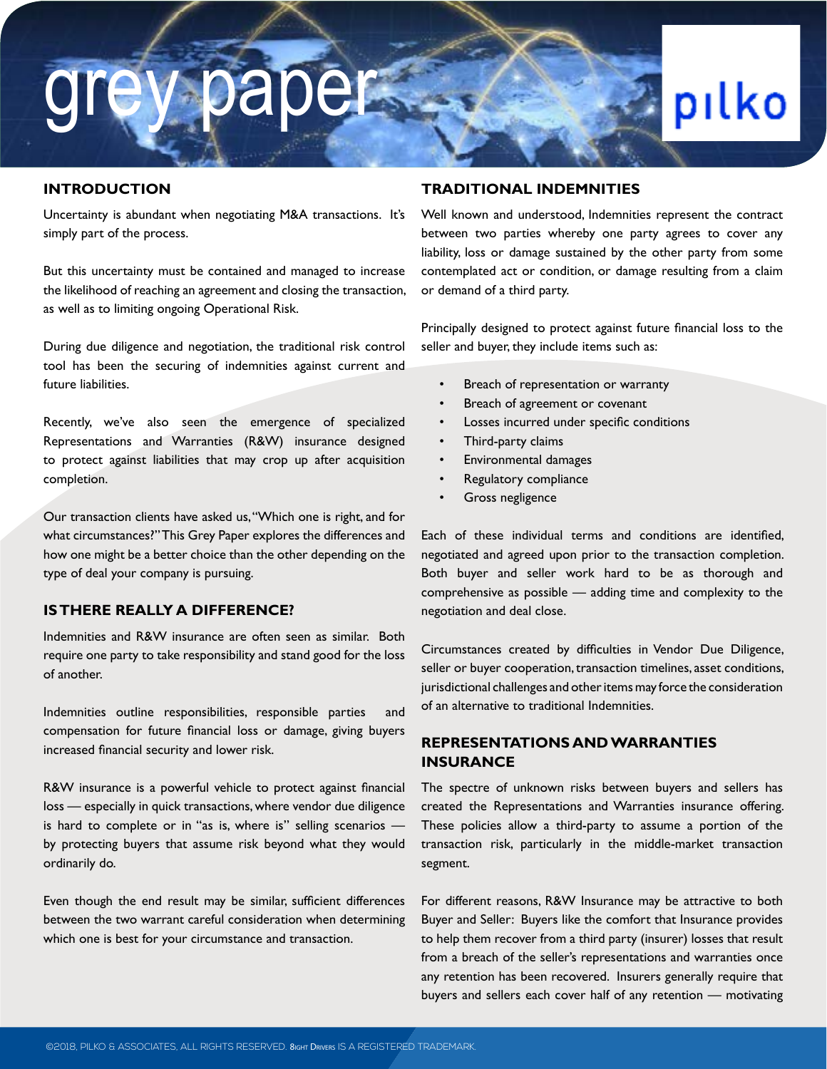## INTRODUCTION

Uncertainty is abundant when negotiating M&A transactions. It's simply part of the process.

But this uncertainty must be contained and managed to increase the likelihood of reaching an agreement and closing the transaction, as well as to limiting ongoing Operational Risk.

During due diligence and negotiation, the traditional risk control tool has been the securing of indemnities against current and future liabilities.

Recently, we've also seen the emergence of specialized Representations and Warranties (R&W) insurance designed to protect against liabilities that may crop up after acquisition completion.

Our transaction clients have asked us, "Which one is right, and for what circumstances?" This Grey Paper explores the differences and how one might be a better choice than the other depending on the type of deal your company is pursuing.

## IS THERE REALLY A DIFFERENCE?

Indemnities and R&W insurance are often seen as similar. Both require one party to take responsibility and stand good for the loss of another.

Indemnities outline responsibilities, responsible parties and compensation for future financial loss or damage, giving buyers increased financial security and lower risk.

R&W insurance is a powerful vehicle to protect against financial loss — especially in quick transactions, where vendor due diligence is hard to complete or in "as is, where is" selling scenarios — by protecting buyers that assume risk beyond what they would ordinarily do.

Even though the end result may be similar, sufficient differences between the two warrant careful consideration when determining which one is best for your circumstance and transaction.

## TRADITIONAL INDEMNITIES

Well known and understood, Indemnities represent the contract between two parties whereby one party agrees to cover any liability, loss or damage sustained by the other party from some contemplated act or condition, or damage resulting from a claim or demand of a third party.

Principally designed to protect against future financial loss to the seller and buyer, they include items such as:

- Breach of representation or warranty
- Breach of agreement or covenant
- Losses incurred under specific conditions
- Third-party claims
- Environmental damages
- Regulatory compliance
- Gross negligence

Each of these individual terms and conditions are identified, negotiated and agreed upon prior to the transaction completion. Both buyer and seller work hard to be as thorough and comprehensive as possible — adding time and complexity to the negotiation and deal close.

Circumstances created by difficulties in Vendor Due Diligence, seller or buyer cooperation, transaction timelines, asset conditions, jurisdictional challenges and other items may force the consideration of an alternative to traditional Indemnities.

## REPRESENTATIONS AND WARRANTIES INSURANCE

The spectre of unknown risks between buyers and sellers has created the Representations and Warranties insurance offering. These policies allow a third-party to assume a portion of the transaction risk, particularly in the middle-market transaction segment.

For different reasons, R&W Insurance may be attractive to both Buyer and Seller: Buyers like the comfort that Insurance provides to help them recover from a third party (insurer) losses that result from a breach of the seller's representations and warranties once any retention has been recovered. Insurers generally require that buyers and sellers each cover half of any retention — motivating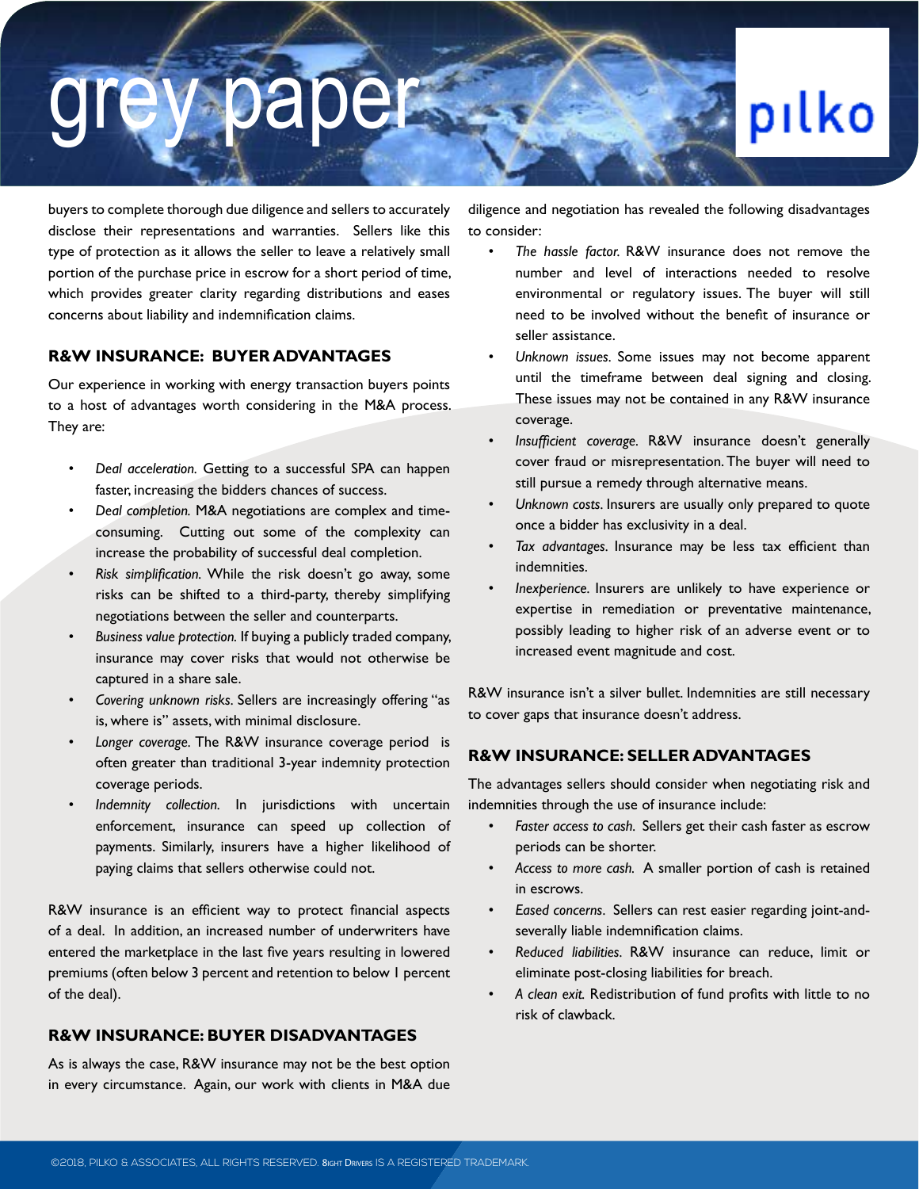buyers to complete thorough due diligence and sellers to accurately disclose their representations and warranties. Sellers like this type of protection as it allows the seller to leave a relatively small portion of the purchase price in escrow for a short period of time, which provides greater clarity regarding distributions and eases concerns about liability and indemnification claims.

## R&W INSURANCE: BUYER ADVANTAGES

Our experience in working with energy transaction buyers points to a host of advantages worth considering in the M&A process. They are:

- *Deal acceleration.* Getting to a successful SPA can happen faster, increasing the bidders chances of success.
- *Deal completion.* M&A negotiations are complex and time-consuming. Cutting out some of the complexity can increase the probability of successful deal completion.
- *Risk simplification.* While the risk doesn't go away, some risks can be shifted to a third-party, thereby simplifying negotiations between the seller and counterparts.
- *Business value protection.* If buying a publicly traded company, insurance may cover risks that would not otherwise be captured in a share sale.
- *Covering unknown risks.* Sellers are increasingly offering "as is, where is" assets, with minimal disclosure.
- *Longer coverage.* The R&W insurance coverage period is often greater than traditional 3-year indemnity protection coverage periods.
- *Indemnity collection.* In jurisdictions with uncertain enforcement, insurance can speed up collection of payments. Similarly, insurers have a higher likelihood of paying claims that sellers otherwise could not.

R&W insurance is an efficient way to protect financial aspects of a deal. In addition, an increased number of underwriters have entered the marketplace in the last five years resulting in lowered premiums (often below 3 percent and retention to below 1 percent of the deal).

## R&W INSURANCE: BUYER DISADVANTAGES

As is always the case, R&W insurance may not be the best option in every circumstance. Again, our work with clients in M&A due diligence and negotiation has revealed the following disadvantages to consider:

- *The hassle factor.* R&W insurance does not remove the number and level of interactions needed to resolve environmental or regulatory issues. The buyer will still need to be involved without the benefit of insurance or seller assistance.
- *Unknown issues.* Some issues may not become apparent until the timeframe between deal signing and closing. These issues may not be contained in any R&W insurance coverage.
- *Insufficient coverage.* R&W insurance doesn't generally cover fraud or misrepresentation. The buyer will need to still pursue a remedy through alternative means.
- *Unknown costs.* Insurers are usually only prepared to quote once a bidder has exclusivity in a deal.
- *Tax advantages.* Insurance may be less tax efficient than indemnities.
- *Inexperience.* Insurers are unlikely to have experience or expertise in remediation or preventative maintenance, possibly leading to higher risk of an adverse event or to increased event magnitude and cost.

R&W insurance isn't a silver bullet. Indemnities are still necessary to cover gaps that insurance doesn't address.

## R&W INSURANCE: SELLER ADVANTAGES

The advantages sellers should consider when negotiating risk and indemnities through the use of insurance include:

- *Faster access to cash.* Sellers get their cash faster as escrow periods can be shorter.
- *Access to more cash.* A smaller portion of cash is retained in escrows.
- *Eased concerns.* Sellers can rest easier regarding joint-and-severally liable indemnification claims.
- *Reduced liabilities.* R&W insurance can reduce, limit or eliminate post-closing liabilities for breach.
- *A clean exit.* Redistribution of fund profits with little to no risk of clawback.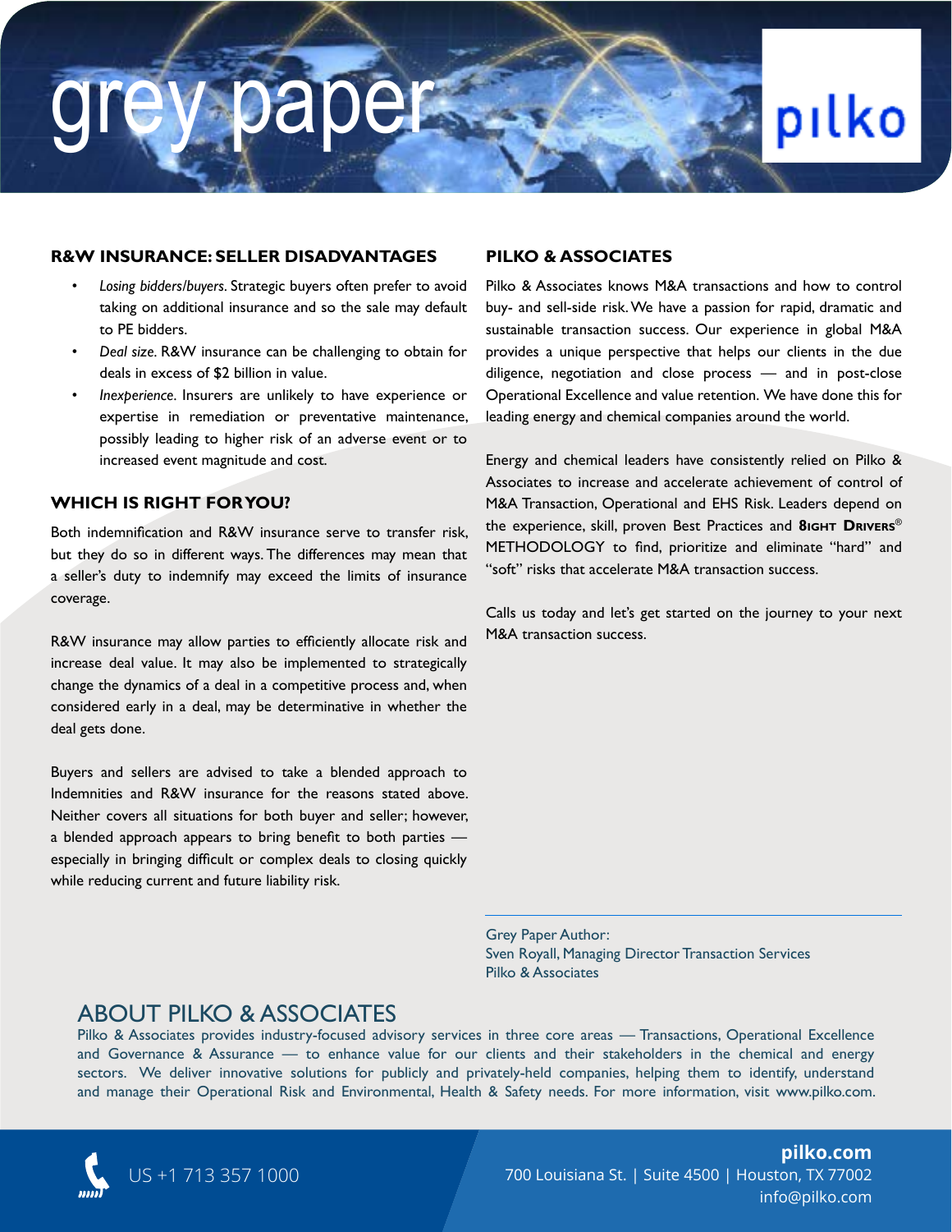# grey paper

pilko

## R&W INSURANCE: SELLER DISADVANTAGES

- *Losing bidders/buyers*. Strategic buyers often prefer to avoid taking on additional insurance and so the sale may default to PE bidders.
- *Deal size*. R&W insurance can be challenging to obtain for deals in excess of $2 billion in value.
- *Inexperience*. Insurers are unlikely to have experience or expertise in remediation or preventative maintenance, possibly leading to higher risk of an adverse event or to increased event magnitude and cost.

## WHICH IS RIGHT FOR YOU?

Both indemnification and R&W insurance serve to transfer risk, but they do so in different ways. The differences may mean that a seller's duty to indemnify may exceed the limits of insurance coverage.

R&W insurance may allow parties to efficiently allocate risk and increase deal value. It may also be implemented to strategically change the dynamics of a deal in a competitive process and, when considered early in a deal, may be determinative in whether the deal gets done.

Buyers and sellers are advised to take a blended approach to Indemnities and R&W insurance for the reasons stated above. Neither covers all situations for both buyer and seller; however, a blended approach appears to bring benefit to both parties — especially in bringing difficult or complex deals to closing quickly while reducing current and future liability risk.

## PILKO & ASSOCIATES

Pilko & Associates knows M&A transactions and how to control buy- and sell-side risk. We have a passion for rapid, dramatic and sustainable transaction success. Our experience in global M&A provides a unique perspective that helps our clients in the due diligence, negotiation and close process — and in post-close Operational Excellence and value retention. We have done this for leading energy and chemical companies around the world.

Energy and chemical leaders have consistently relied on Pilko & Associates to increase and accelerate achievement of control of M&A Transaction, Operational and EHS Risk. Leaders depend on the experience, skill, proven Best Practices and **8IGHT DRIVERS®** METHODOLOGY to find, prioritize and eliminate "hard" and "soft" risks that accelerate M&A transaction success.

Calls us today and let's get started on the journey to your next M&A transaction success.

Grey Paper Author:
Sven Royall, Managing Director Transaction Services
Pilko & Associates

## ABOUT PILKO & ASSOCIATES

Pilko & Associates provides industry-focused advisory services in three core areas — Transactions, Operational Excellence and Governance & Assurance — to enhance value for our clients and their stakeholders in the chemical and energy sectors. We deliver innovative solutions for publicly and privately-held companies, helping them to identify, understand and manage their Operational Risk and Environmental, Health & Safety needs. For more information, visit www.pilko.com.

US +1 713 357 1000

**pilko.com**
700 Louisiana St. | Suite 4500 | Houston, TX 77002
info@pilko.com